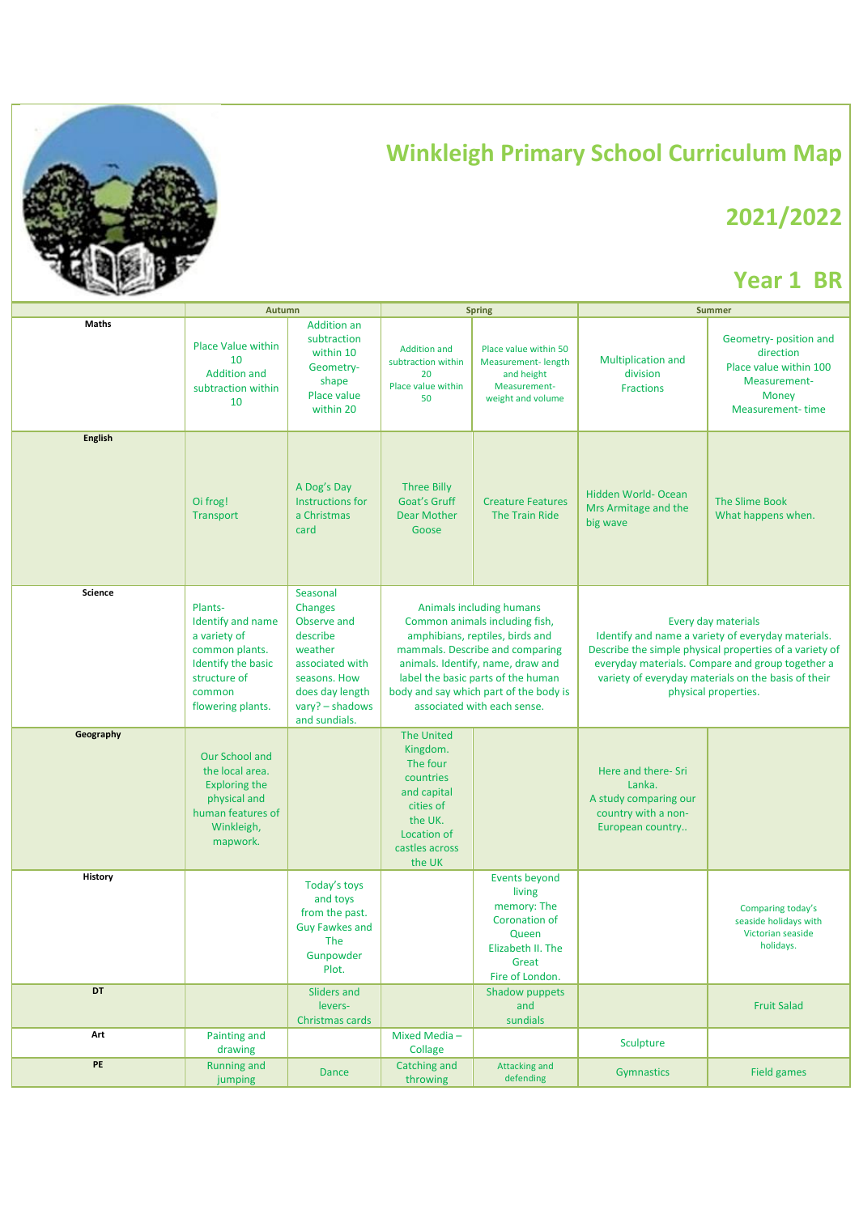# Winkleigh Primary School Curriculum Map

## 2021/2022

## Year 1 BR

| | Autumn | | Spring | | Summer | |
|---|---|---|---|---|---|---|
| **Maths** | Place Value within 10<br>Addition and subtraction within 10 | Addition an subtraction within 10<br>Geometry- shape<br>Place value within 20 | Addition and subtraction within 20<br>Place value within 50 | Place value within 50<br>Measurement- length and height<br>Measurement- weight and volume | Multiplication and division<br>Fractions | Geometry- position and direction<br>Place value within 100<br>Measurement- Money<br>Measurement- time |
| **English** | Oi frog!<br>Transport | A Dog's Day<br>Instructions for a Christmas card | Three Billy Goat's Gruff<br>Dear Mother Goose | Creature Features<br>The Train Ride | Hidden World- Ocean<br>Mrs Armitage and the big wave | The Slime Book<br>What happens when. |
| **Science** | Plants-<br>Identify and name a variety of common plants. Identify the basic structure of common flowering plants. | Seasonal Changes<br>Observe and describe weather associated with seasons. How does day length vary? – shadows and sundials. | Animals including humans<br>Common animals including fish, amphibians, reptiles, birds and mammals. Describe and comparing animals. Identify, name, draw and label the basic parts of the human body and say which part of the body is associated with each sense. | | Every day materials<br>Identify and name a variety of everyday materials. Describe the simple physical properties of a variety of everyday materials. Compare and group together a variety of everyday materials on the basis of their physical properties. | |
| **Geography** | Our School and the local area. Exploring the physical and human features of Winkleigh, mapwork. | | The United Kingdom. The four countries and capital cities of the UK. Location of castles across the UK | | Here and there- Sri Lanka.<br>A study comparing our country with a non-European country.. | |
| **History** | | Today's toys and toys from the past.<br>Guy Fawkes and The Gunpowder Plot. | | Events beyond living memory: The Coronation of Queen Elizabeth II. The Great Fire of London. | | Comparing today's seaside holidays with Victorian seaside holidays. |
| **DT** | | Sliders and levers- Christmas cards | | Shadow puppets and sundials | | Fruit Salad |
| **Art** | Painting and drawing | | Mixed Media – Collage | | Sculpture | |
| **PE** | Running and jumping | Dance | Catching and throwing | Attacking and defending | Gymnastics | Field games |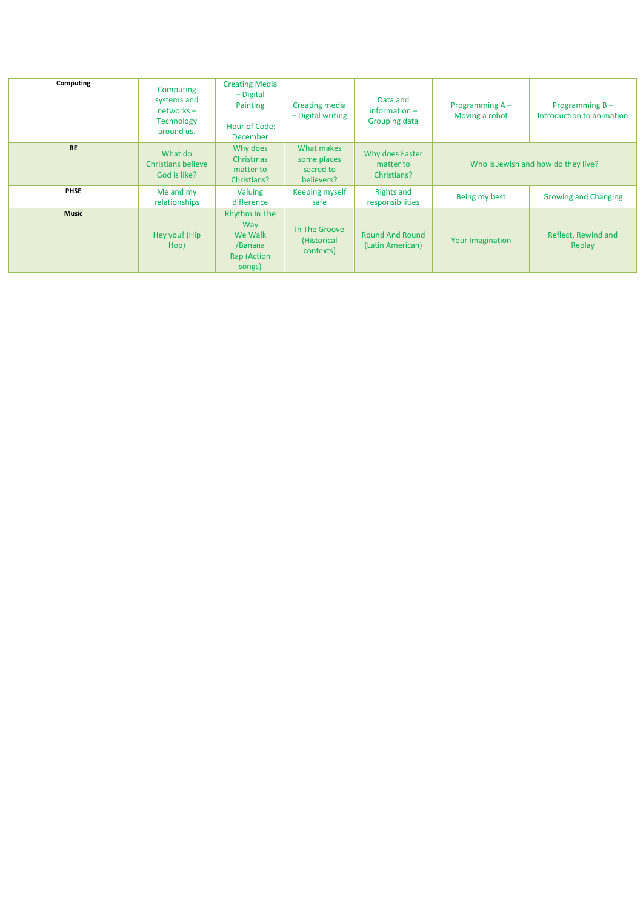| | | | | | | |
|---|---|---|---|---|---|---|
| **Computing** | Computing systems and networks – Technology around us. | Creating Media – Digital Painting<br><br>Hour of Code: December | Creating media – Digital writing | Data and information – Grouping data | Programming A – Moving a robot | Programming B – Introduction to animation |
| **RE** | What do Christians believe God is like? | Why does Christmas matter to Christians? | What makes some places sacred to believers? | Why does Easter matter to Christians? | Who is Jewish and how do they live? | |
| **PHSE** | Me and my relationships | Valuing difference | Keeping myself safe | Rights and responsibilities | Being my best | Growing and Changing |
| **Music** | Hey you! (Hip Hop) | Rhythm In The Way We Walk /Banana Rap (Action songs) | In The Groove (Historical contexts) | Round And Round (Latin American) | Your Imagination | Reflect, Rewind and Replay |